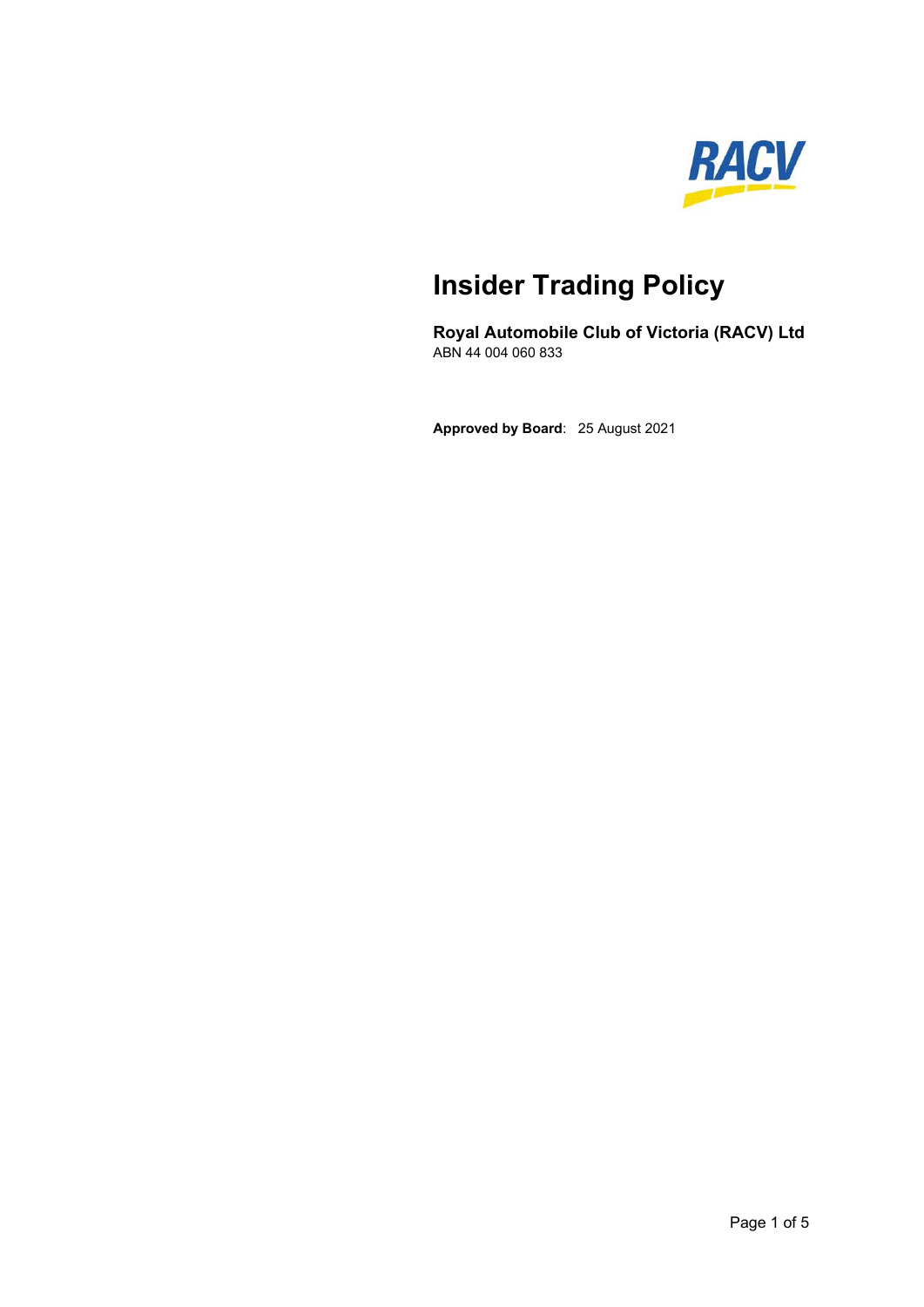# Insider Trading Policy

**Royal Automobile Club of Victoria (RACV) Ltd**
ABN 44 004 060 833

**Approved by Board**: 25 August 2021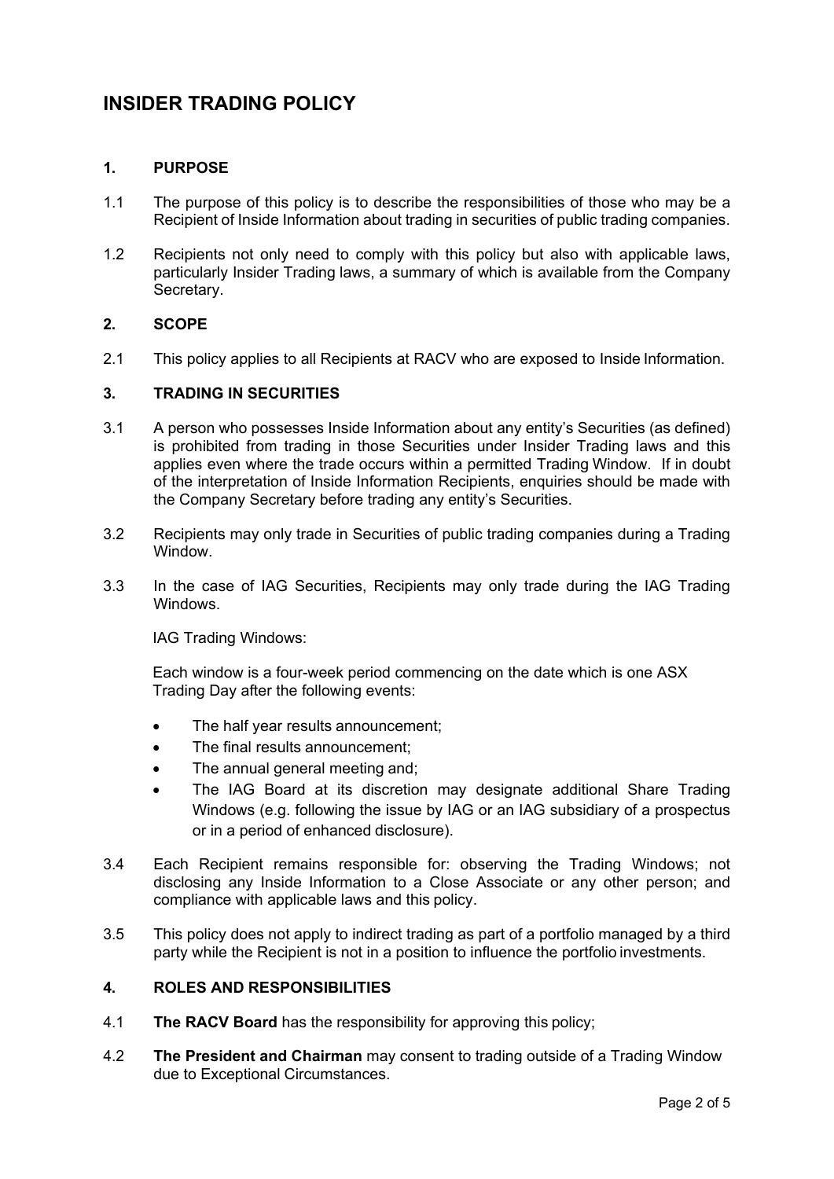# INSIDER TRADING POLICY

## 1. PURPOSE

1.1 The purpose of this policy is to describe the responsibilities of those who may be a Recipient of Inside Information about trading in securities of public trading companies.

1.2 Recipients not only need to comply with this policy but also with applicable laws, particularly Insider Trading laws, a summary of which is available from the Company Secretary.

## 2. SCOPE

2.1 This policy applies to all Recipients at RACV who are exposed to Inside Information.

## 3. TRADING IN SECURITIES

3.1 A person who possesses Inside Information about any entity's Securities (as defined) is prohibited from trading in those Securities under Insider Trading laws and this applies even where the trade occurs within a permitted Trading Window. If in doubt of the interpretation of Inside Information Recipients, enquiries should be made with the Company Secretary before trading any entity's Securities.

3.2 Recipients may only trade in Securities of public trading companies during a Trading Window.

3.3 In the case of IAG Securities, Recipients may only trade during the IAG Trading Windows.

IAG Trading Windows:

Each window is a four-week period commencing on the date which is one ASX Trading Day after the following events:

- The half year results announcement;
- The final results announcement;
- The annual general meeting and;
- The IAG Board at its discretion may designate additional Share Trading Windows (e.g. following the issue by IAG or an IAG subsidiary of a prospectus or in a period of enhanced disclosure).

3.4 Each Recipient remains responsible for: observing the Trading Windows; not disclosing any Inside Information to a Close Associate or any other person; and compliance with applicable laws and this policy.

3.5 This policy does not apply to indirect trading as part of a portfolio managed by a third party while the Recipient is not in a position to influence the portfolio investments.

## 4. ROLES AND RESPONSIBILITIES

4.1 **The RACV Board** has the responsibility for approving this policy;

4.2 **The President and Chairman** may consent to trading outside of a Trading Window due to Exceptional Circumstances.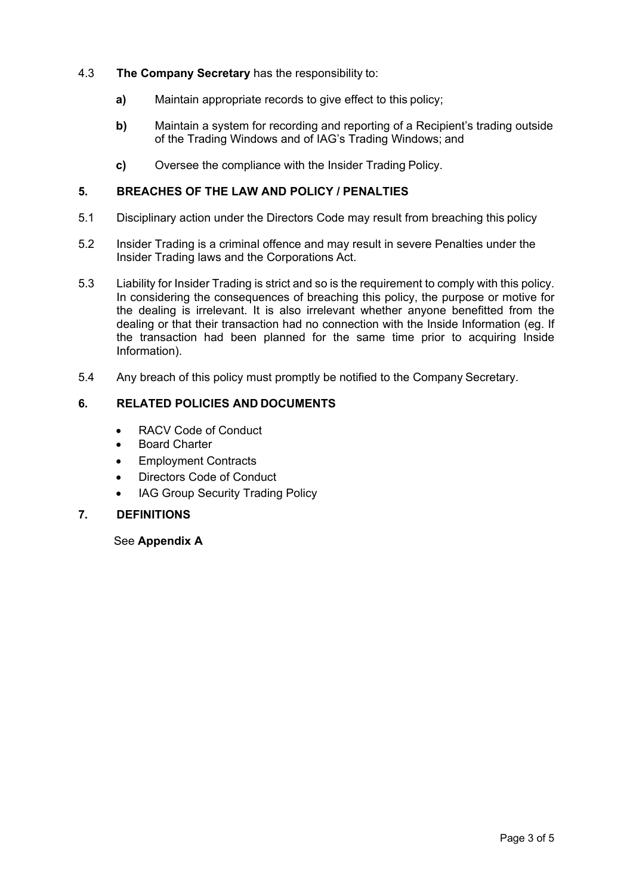4.3 **The Company Secretary** has the responsibility to:

- **a)** Maintain appropriate records to give effect to this policy;
- **b)** Maintain a system for recording and reporting of a Recipient's trading outside of the Trading Windows and of IAG's Trading Windows; and
- **c)** Oversee the compliance with the Insider Trading Policy.

## 5. BREACHES OF THE LAW AND POLICY / PENALTIES

5.1 Disciplinary action under the Directors Code may result from breaching this policy

5.2 Insider Trading is a criminal offence and may result in severe Penalties under the Insider Trading laws and the Corporations Act.

5.3 Liability for Insider Trading is strict and so is the requirement to comply with this policy. In considering the consequences of breaching this policy, the purpose or motive for the dealing is irrelevant. It is also irrelevant whether anyone benefitted from the dealing or that their transaction had no connection with the Inside Information (eg. If the transaction had been planned for the same time prior to acquiring Inside Information).

5.4 Any breach of this policy must promptly be notified to the Company Secretary.

## 6. RELATED POLICIES AND DOCUMENTS

- RACV Code of Conduct
- Board Charter
- Employment Contracts
- Directors Code of Conduct
- IAG Group Security Trading Policy

## 7. DEFINITIONS

See **Appendix A**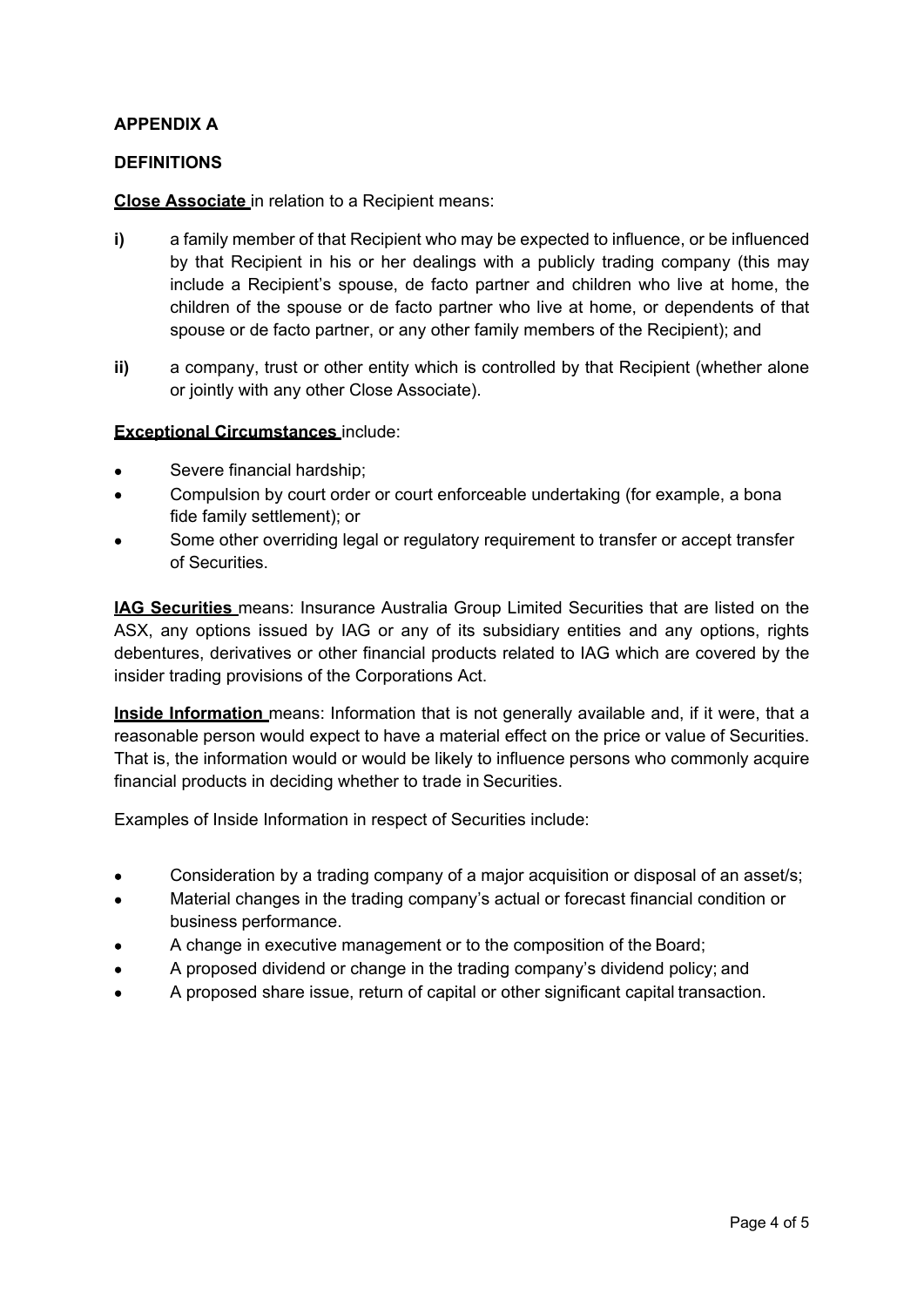## APPENDIX A

## DEFINITIONS

**Close Associate** in relation to a Recipient means:

**i)** a family member of that Recipient who may be expected to influence, or be influenced by that Recipient in his or her dealings with a publicly trading company (this may include a Recipient's spouse, de facto partner and children who live at home, the children of the spouse or de facto partner who live at home, or dependents of that spouse or de facto partner, or any other family members of the Recipient); and

**ii)** a company, trust or other entity which is controlled by that Recipient (whether alone or jointly with any other Close Associate).

**Exceptional Circumstances** include:

- Severe financial hardship;
- Compulsion by court order or court enforceable undertaking (for example, a bona fide family settlement); or
- Some other overriding legal or regulatory requirement to transfer or accept transfer of Securities.

**IAG Securities** means: Insurance Australia Group Limited Securities that are listed on the ASX, any options issued by IAG or any of its subsidiary entities and any options, rights debentures, derivatives or other financial products related to IAG which are covered by the insider trading provisions of the Corporations Act.

**Inside Information** means: Information that is not generally available and, if it were, that a reasonable person would expect to have a material effect on the price or value of Securities. That is, the information would or would be likely to influence persons who commonly acquire financial products in deciding whether to trade in Securities.

Examples of Inside Information in respect of Securities include:

- Consideration by a trading company of a major acquisition or disposal of an asset/s;
- Material changes in the trading company's actual or forecast financial condition or business performance.
- A change in executive management or to the composition of the Board;
- A proposed dividend or change in the trading company's dividend policy; and
- A proposed share issue, return of capital or other significant capital transaction.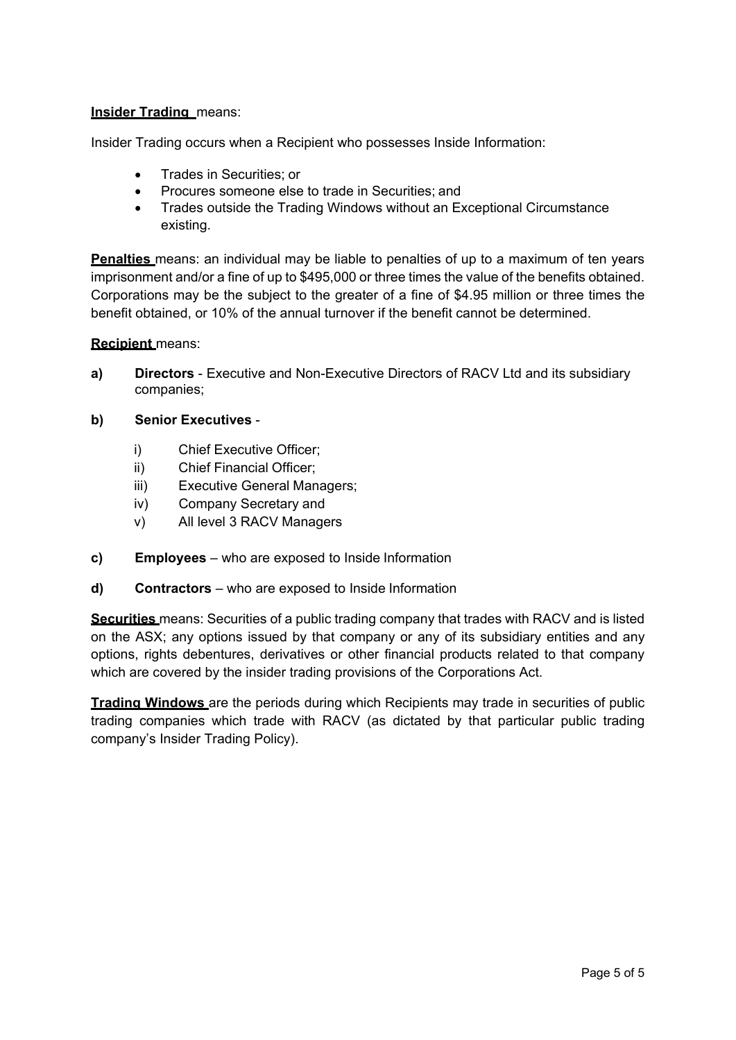**Insider Trading** means:

Insider Trading occurs when a Recipient who possesses Inside Information:

- Trades in Securities; or
- Procures someone else to trade in Securities; and
- Trades outside the Trading Windows without an Exceptional Circumstance existing.

**Penalties** means: an individual may be liable to penalties of up to a maximum of ten years imprisonment and/or a fine of up to $495,000 or three times the value of the benefits obtained. Corporations may be the subject to the greater of a fine of $4.95 million or three times the benefit obtained, or 10% of the annual turnover if the benefit cannot be determined.

**Recipient** means:

**a)** **Directors** - Executive and Non-Executive Directors of RACV Ltd and its subsidiary companies;

**b)** **Senior Executives** -

- i) Chief Executive Officer;
- ii) Chief Financial Officer;
- iii) Executive General Managers;
- iv) Company Secretary and
- v) All level 3 RACV Managers

**c)** **Employees** – who are exposed to Inside Information

**d)** **Contractors** – who are exposed to Inside Information

**Securities** means: Securities of a public trading company that trades with RACV and is listed on the ASX; any options issued by that company or any of its subsidiary entities and any options, rights debentures, derivatives or other financial products related to that company which are covered by the insider trading provisions of the Corporations Act.

**Trading Windows** are the periods during which Recipients may trade in securities of public trading companies which trade with RACV (as dictated by that particular public trading company's Insider Trading Policy).